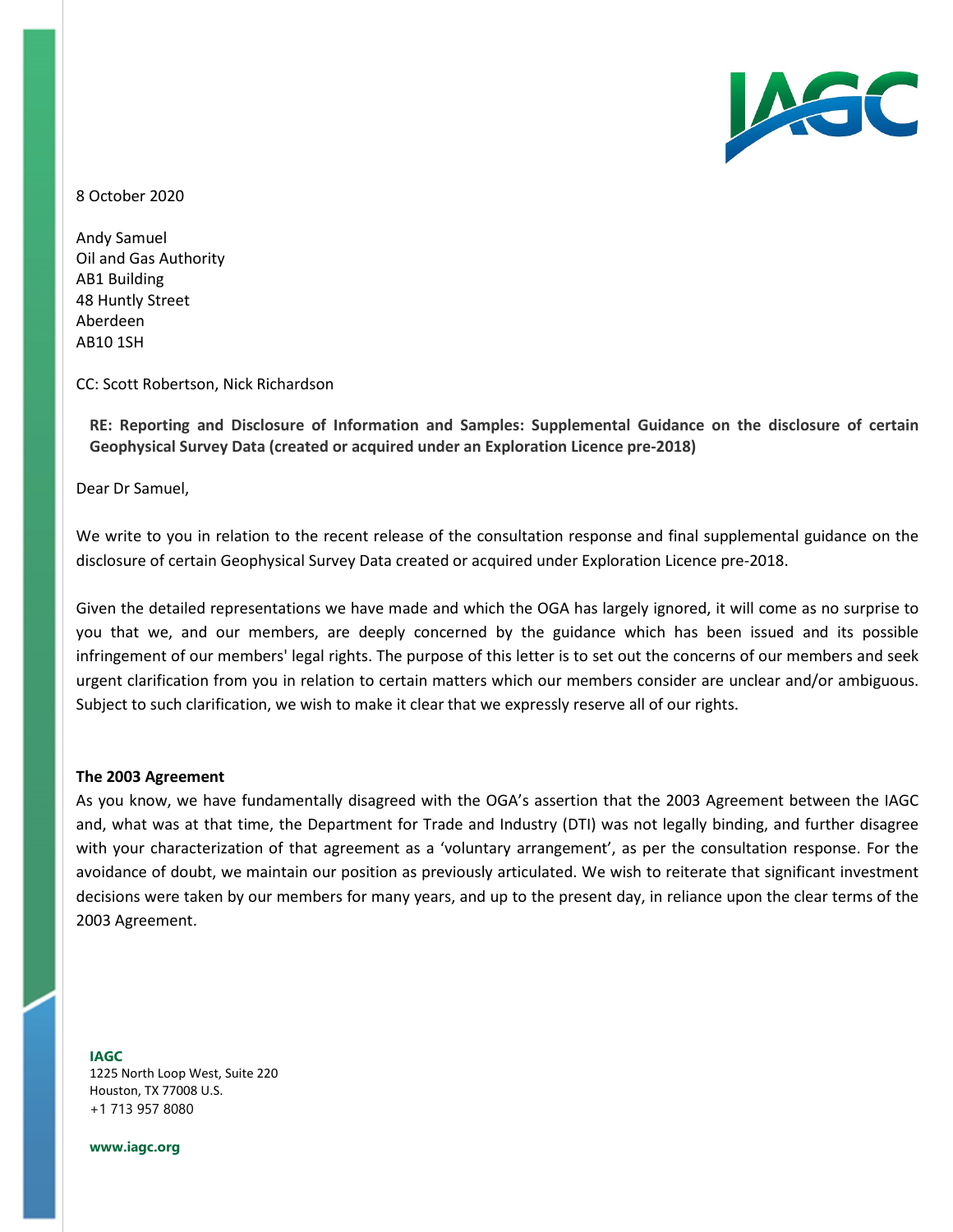8 October 2020

Andy Samuel
Oil and Gas Authority
AB1 Building
48 Huntly Street
Aberdeen
AB10 1SH

CC: Scott Robertson, Nick Richardson

**RE: Reporting and Disclosure of Information and Samples: Supplemental Guidance on the disclosure of certain Geophysical Survey Data (created or acquired under an Exploration Licence pre-2018)**

Dear Dr Samuel,

We write to you in relation to the recent release of the consultation response and final supplemental guidance on the disclosure of certain Geophysical Survey Data created or acquired under Exploration Licence pre-2018.

Given the detailed representations we have made and which the OGA has largely ignored, it will come as no surprise to you that we, and our members, are deeply concerned by the guidance which has been issued and its possible infringement of our members' legal rights. The purpose of this letter is to set out the concerns of our members and seek urgent clarification from you in relation to certain matters which our members consider are unclear and/or ambiguous. Subject to such clarification, we wish to make it clear that we expressly reserve all of our rights.

**The 2003 Agreement**

As you know, we have fundamentally disagreed with the OGA's assertion that the 2003 Agreement between the IAGC and, what was at that time, the Department for Trade and Industry (DTI) was not legally binding, and further disagree with your characterization of that agreement as a 'voluntary arrangement', as per the consultation response. For the avoidance of doubt, we maintain our position as previously articulated. We wish to reiterate that significant investment decisions were taken by our members for many years, and up to the present day, in reliance upon the clear terms of the 2003 Agreement.

**IAGC**
1225 North Loop West, Suite 220
Houston, TX 77008 U.S.
+1 713 957 8080

**www.iagc.org**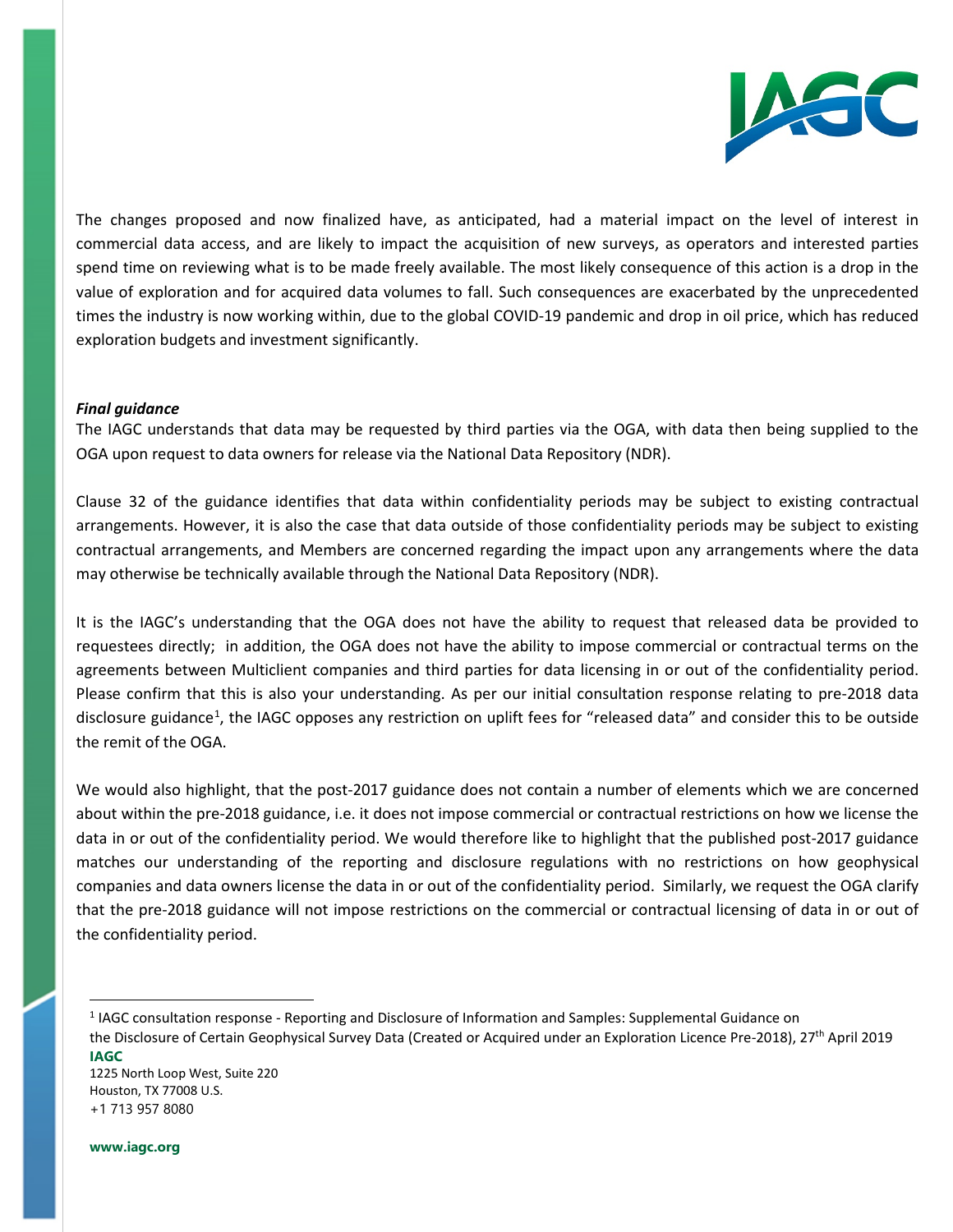The changes proposed and now finalized have, as anticipated, had a material impact on the level of interest in commercial data access, and are likely to impact the acquisition of new surveys, as operators and interested parties spend time on reviewing what is to be made freely available. The most likely consequence of this action is a drop in the value of exploration and for acquired data volumes to fall. Such consequences are exacerbated by the unprecedented times the industry is now working within, due to the global COVID-19 pandemic and drop in oil price, which has reduced exploration budgets and investment significantly.

***Final guidance***

The IAGC understands that data may be requested by third parties via the OGA, with data then being supplied to the OGA upon request to data owners for release via the National Data Repository (NDR).

Clause 32 of the guidance identifies that data within confidentiality periods may be subject to existing contractual arrangements. However, it is also the case that data outside of those confidentiality periods may be subject to existing contractual arrangements, and Members are concerned regarding the impact upon any arrangements where the data may otherwise be technically available through the National Data Repository (NDR).

It is the IAGC's understanding that the OGA does not have the ability to request that released data be provided to requestees directly; in addition, the OGA does not have the ability to impose commercial or contractual terms on the agreements between Multiclient companies and third parties for data licensing in or out of the confidentiality period. Please confirm that this is also your understanding. As per our initial consultation response relating to pre-2018 data disclosure guidance[1], the IAGC opposes any restriction on uplift fees for "released data" and consider this to be outside the remit of the OGA.

We would also highlight, that the post-2017 guidance does not contain a number of elements which we are concerned about within the pre-2018 guidance, i.e. it does not impose commercial or contractual restrictions on how we license the data in or out of the confidentiality period. We would therefore like to highlight that the published post-2017 guidance matches our understanding of the reporting and disclosure regulations with no restrictions on how geophysical companies and data owners license the data in or out of the confidentiality period. Similarly, we request the OGA clarify that the pre-2018 guidance will not impose restrictions on the commercial or contractual licensing of data in or out of the confidentiality period.

---

[1] IAGC consultation response - Reporting and Disclosure of Information and Samples: Supplemental Guidance on the Disclosure of Certain Geophysical Survey Data (Created or Acquired under an Exploration Licence Pre-2018), 27th April 2019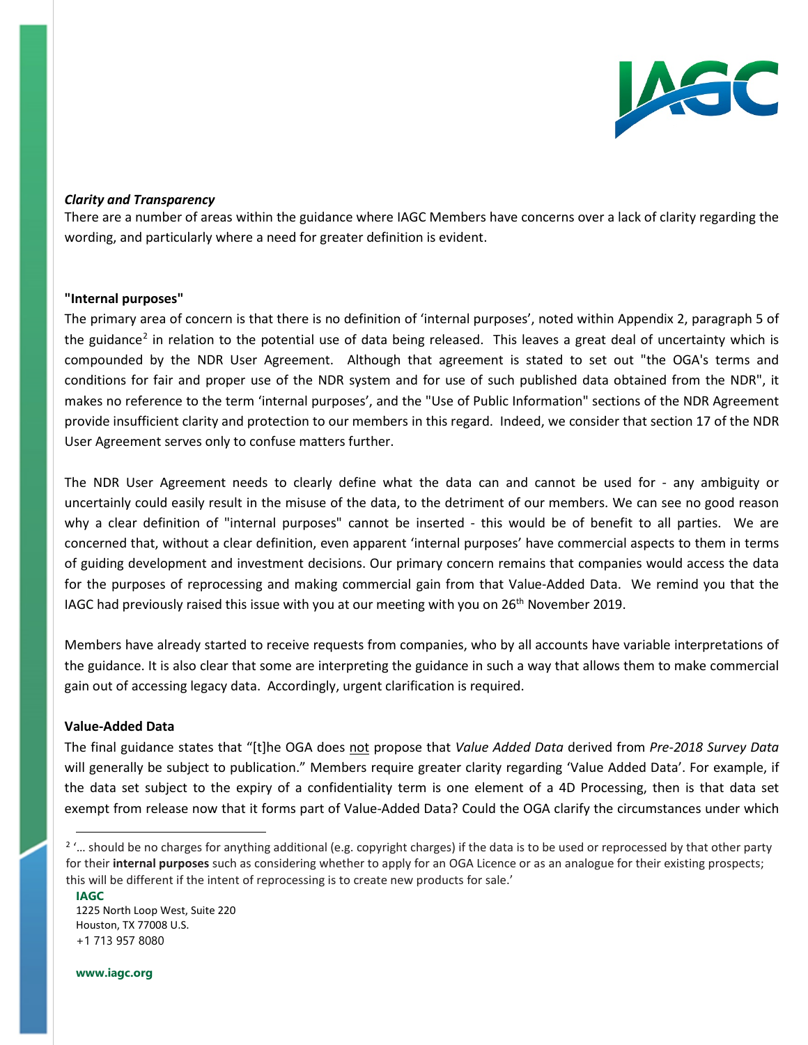***Clarity and Transparency***

There are a number of areas within the guidance where IAGC Members have concerns over a lack of clarity regarding the wording, and particularly where a need for greater definition is evident.

**"Internal purposes"**

The primary area of concern is that there is no definition of 'internal purposes', noted within Appendix 2, paragraph 5 of the guidance[2] in relation to the potential use of data being released. This leaves a great deal of uncertainty which is compounded by the NDR User Agreement. Although that agreement is stated to set out "the OGA's terms and conditions for fair and proper use of the NDR system and for use of such published data obtained from the NDR", it makes no reference to the term 'internal purposes', and the "Use of Public Information" sections of the NDR Agreement provide insufficient clarity and protection to our members in this regard. Indeed, we consider that section 17 of the NDR User Agreement serves only to confuse matters further.

The NDR User Agreement needs to clearly define what the data can and cannot be used for - any ambiguity or uncertainly could easily result in the misuse of the data, to the detriment of our members. We can see no good reason why a clear definition of "internal purposes" cannot be inserted - this would be of benefit to all parties. We are concerned that, without a clear definition, even apparent 'internal purposes' have commercial aspects to them in terms of guiding development and investment decisions. Our primary concern remains that companies would access the data for the purposes of reprocessing and making commercial gain from that Value-Added Data. We remind you that the IAGC had previously raised this issue with you at our meeting with you on 26th November 2019.

Members have already started to receive requests from companies, who by all accounts have variable interpretations of the guidance. It is also clear that some are interpreting the guidance in such a way that allows them to make commercial gain out of accessing legacy data. Accordingly, urgent clarification is required.

**Value-Added Data**

The final guidance states that "[t]he OGA does <u>not</u> propose that *Value Added Data* derived from *Pre-2018 Survey Data* will generally be subject to publication." Members require greater clarity regarding 'Value Added Data'. For example, if the data set subject to the expiry of a confidentiality term is one element of a 4D Processing, then is that data set exempt from release now that it forms part of Value-Added Data? Could the OGA clarify the circumstances under which

[2] '… should be no charges for anything additional (e.g. copyright charges) if the data is to be used or reprocessed by that other party for their **internal purposes** such as considering whether to apply for an OGA Licence or as an analogue for their existing prospects; this will be different if the intent of reprocessing is to create new products for sale.'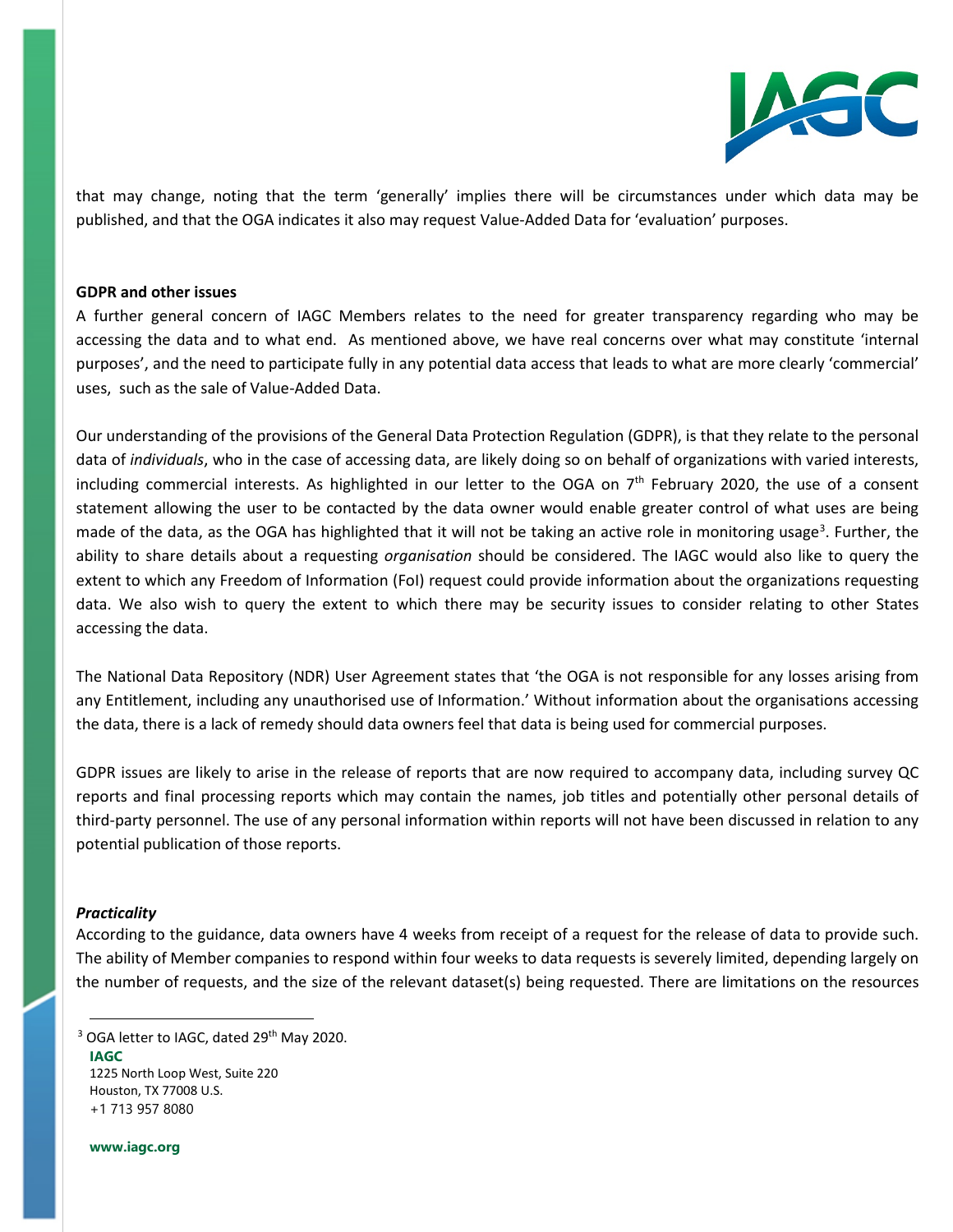that may change, noting that the term 'generally' implies there will be circumstances under which data may be published, and that the OGA indicates it also may request Value-Added Data for 'evaluation' purposes.

**GDPR and other issues**

A further general concern of IAGC Members relates to the need for greater transparency regarding who may be accessing the data and to what end. As mentioned above, we have real concerns over what may constitute 'internal purposes', and the need to participate fully in any potential data access that leads to what are more clearly 'commercial' uses, such as the sale of Value-Added Data.

Our understanding of the provisions of the General Data Protection Regulation (GDPR), is that they relate to the personal data of *individuals*, who in the case of accessing data, are likely doing so on behalf of organizations with varied interests, including commercial interests. As highlighted in our letter to the OGA on 7th February 2020, the use of a consent statement allowing the user to be contacted by the data owner would enable greater control of what uses are being made of the data, as the OGA has highlighted that it will not be taking an active role in monitoring usage[3]. Further, the ability to share details about a requesting *organisation* should be considered. The IAGC would also like to query the extent to which any Freedom of Information (FoI) request could provide information about the organizations requesting data. We also wish to query the extent to which there may be security issues to consider relating to other States accessing the data.

The National Data Repository (NDR) User Agreement states that 'the OGA is not responsible for any losses arising from any Entitlement, including any unauthorised use of Information.' Without information about the organisations accessing the data, there is a lack of remedy should data owners feel that data is being used for commercial purposes.

GDPR issues are likely to arise in the release of reports that are now required to accompany data, including survey QC reports and final processing reports which may contain the names, job titles and potentially other personal details of third-party personnel. The use of any personal information within reports will not have been discussed in relation to any potential publication of those reports.

***Practicality***

According to the guidance, data owners have 4 weeks from receipt of a request for the release of data to provide such. The ability of Member companies to respond within four weeks to data requests is severely limited, depending largely on the number of requests, and the size of the relevant dataset(s) being requested. There are limitations on the resources

[3] OGA letter to IAGC, dated 29th May 2020.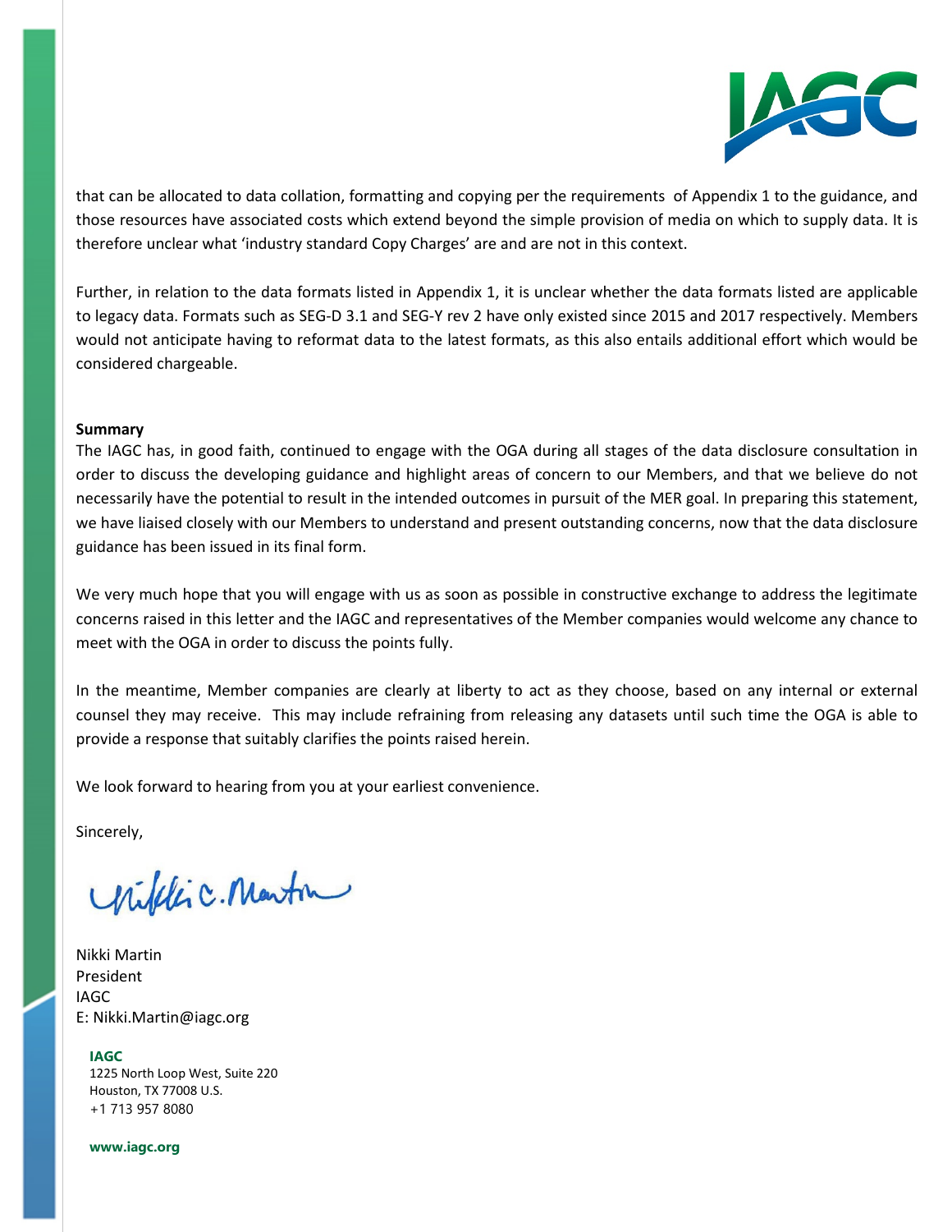that can be allocated to data collation, formatting and copying per the requirements of Appendix 1 to the guidance, and those resources have associated costs which extend beyond the simple provision of media on which to supply data. It is therefore unclear what 'industry standard Copy Charges' are and are not in this context.

Further, in relation to the data formats listed in Appendix 1, it is unclear whether the data formats listed are applicable to legacy data. Formats such as SEG-D 3.1 and SEG-Y rev 2 have only existed since 2015 and 2017 respectively. Members would not anticipate having to reformat data to the latest formats, as this also entails additional effort which would be considered chargeable.

**Summary**

The IAGC has, in good faith, continued to engage with the OGA during all stages of the data disclosure consultation in order to discuss the developing guidance and highlight areas of concern to our Members, and that we believe do not necessarily have the potential to result in the intended outcomes in pursuit of the MER goal. In preparing this statement, we have liaised closely with our Members to understand and present outstanding concerns, now that the data disclosure guidance has been issued in its final form.

We very much hope that you will engage with us as soon as possible in constructive exchange to address the legitimate concerns raised in this letter and the IAGC and representatives of the Member companies would welcome any chance to meet with the OGA in order to discuss the points fully.

In the meantime, Member companies are clearly at liberty to act as they choose, based on any internal or external counsel they may receive. This may include refraining from releasing any datasets until such time the OGA is able to provide a response that suitably clarifies the points raised herein.

We look forward to hearing from you at your earliest convenience.

Sincerely,

Nikki C. Martin

Nikki Martin
President
IAGC
E: Nikki.Martin@iagc.org

**IAGC**
1225 North Loop West, Suite 220
Houston, TX 77008 U.S.
+1 713 957 8080

**www.iagc.org**